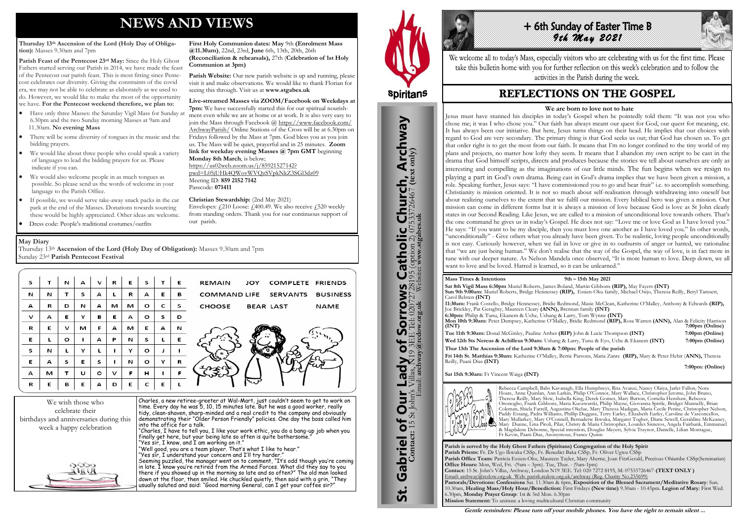# NEWS AND VIEWS

**Thursday 13th Ascension of the Lord (Holy Day of Obligation):** Masses 9.30am and 7pm

**Parish Feast of the Pentecost 23rd May:** Since the Holy Ghost Fathers started serving our Parish in 2014, we have made the feast of the Pentecost our parish feast. This is most fitting since Pentecost celebrates our diversity. Giving the constraints of the covid era, we may not be able to celebrate as elaborately as we used to do. However, we would like to make the most of the opportunity we have. **For the Pentecost weekend therefore, we plan to:**

- Have only three Masses: the Saturday Vigil Mass for Sunday at 6.30pm and the two Sunday morning Masses at 9am and 11.30am. **No evening Mass**
- There will be some diversity of tongues in the music and the bidding prayers.
- We would like about three people who could speak a variety of languages to lead the bidding prayers for us. Please indicate if you can.
- We would also welcome people in as much tongues as possible. So please send us the words of welcome in your language to the Parish Office.
- If possible, we would serve take-away snack packs in the car park at the end of the Masses. Donations towards sourcing these would be highly appreciated. Other ideas are welcome.
- Dress code: People's traditional costumes/outfits

**First Holy Communion dates: May** 9th **(Enrolment Mass @11.30am)**, 22nd, 23rd, **June** 6th, 13th, 20th, 26th **(Reconciliation & rehearsals),** 27th (**Celebration of 1st Holy Communion at 3pm)**

**Parish Website:** Our new parish website is up and running, please visit it and make observations. We would like to thank Florian for seeing this through. Visit us at **www.stgabes.uk**

**Live-streamed Masses via ZOOM/Facebook on Weekdays at 7pm:** We have successfully started this for our spiritual nourishment even while we are at home or at work. It is also very easy to join the Mass through Facebook @ https://www.facebook.com/ArchwayParish/ Online Stations of the Cross will be at 6.30pm on Fridays followed by the Mass at 7pm. God bless you as you join us. The Mass will be quiet, prayerful and in 25 minutes. **Zoom link for weekday evening Masses @ 7pm GMT** beginning **Monday 8th March**, is below;
https://us02web.zoom.us/j/85921527142?pwd=L05jUHk4QWovWVQzSVpkNkZ3SGl3dz09
Meeting ID: **859 2152 7142**
Passcode: **071411**

**Christian Stewardship:** (2nd May 2021)
Envelopes: £210 Loose: £400.49. We also receive £520 weekly from standing orders. Thank you for our continuous support of our parish.

**May Diary**
Thursday 13th **Ascension of the Lord (Holy Day of Obligation):** Masses 9.30am and 7pm
Sunday 23rd **Parish Pentecost Festival**

| S | T | N | A | V | R | E | S | T | E |
|---|---|---|---|---|---|---|---|---|---|
| N | N | T | S | A | L | R | A | E | B |
| A | R | D | N | A | M | M | O | C | S |
| V | A | E | Y | B | E | A | O | S | D |
| R | E | V | M | F | A | M | E | A | N |
| E | L | O | I | A | P | N | S | L | E |
| S | N | L | Y | L | I | Y | O | J | I |
| E | A | S | E | S | I | N | O | Y | R |
| A | M | T | U | O | V | F | H | I | F |
| R | E | B | E | A | D | E | C | E | L |

REMAIN JOY COMPLETE FRIENDS
COMMAND LIFE SERVANTS BUSINESS
CHOOSE BEAR LAST NAME

We wish those who celebrate their birthdays and anniversaries during this week a happy celebration

Charles, a new retiree-greeter at Wal-Mart, just couldn't seem to get to work on time. Every day he was 5, 10, 15 minutes late. But he was a good worker, really tidy, clean-shaven, sharp-minded and a real credit to the company and obviously demonstrating their "Older Person Friendly" policies. One day the boss called him into the office for a talk.
"Charles, I have to tell you, I like your work ethic, you do a bang-up job when you finally get here, but your being late so often is quite bothersome."
"Yes sir, I know, and I am working on it."
"Well good, you are a team player. That's what I like to hear."
"Yes sir, I understand your concern and I'll try harder."
Seeming puzzled, the manager went on to comment, "It's odd though you're coming in late. I know you're retired from the Armed Forces. What did they say to you there if you showed up in the morning so late and so often?" The old man looked down at the floor, then smiled. He chuckled quietly, then said with a grin, "They usually saluted and said: "Good morning General, can I get your coffee sir?"

**St. Gabriel of Our Lady of Sorrows Catholic Church, Archway**
**Contact:** 15 St John's Villas, N19 3EE Tel: 02072728195 (option 2) 07533726467 **(text only)**
Email: **archway@redow.org.uk** Website: **www.stgabes.uk**

Spiritans

# + 6th Sunday of Easter Time B
## 9th May 2021

We welcome all to today's Mass, especially visitors who are celebrating with us for the first time. Please take this bulletin home with you for further reflection on this week's celebration and to follow the activities in the Parish during the week.

## REFLECTIONS ON THE GOSPEL

### We are born to love not to hate

Jesus must have stunned his disciples in today's Gospel when he pointedly told them: "It was not you who chose me; it was I who chose you." Our faith has always meant our quest for God, our quest for meaning, etc. It has always been our initiative. But here, Jesus turns things on their head. He implies that our choices with regard to God are very secondary. The primary thing is that God seeks us out; that God has chosen us. To get that order right is to get the most from our faith. It means that I'm no longer confined to the tiny world of my plans and projects, no matter how lofty they seem. It means that I abandon my own script to be cast in the drama that God himself scripts, directs and produces because the stories we tell about ourselves are only as interesting and compelling as the imaginations of our little minds. The fun begins when we resign to playing a part in God's own drama. Being cast in God's drama implies that we have been given a mission, a role. Speaking further, Jesus says: "I have commissioned you to go and bear fruit" i.e. to accomplish something. Christianity is mission oriented. It is not so much about self-realisation through withdrawing into oneself but about realizing ourselves to the extent that we fulfil our mission. Every biblical hero was given a mission. Our mission can come in different forms but it is always a mission of love because God is love as St John clearly states in our Second Reading. Like Jesus, we are called to a mission of unconditional love towards others. That's the one command he gives us in today's Gospel. He does not say: "Love me or love God as I have loved you." He says: "If you want to be my disciple, then you must love one another as I have loved you." In other words, "unconditionally" - Give others what you already have been given. To be realistic, loving people unconditionally is not easy. Curiously however, when we fail in love or give in to outbursts of anger or hatred, we rationalise that "we are just being human." We don't realise that the way of the Gospel, the way of love, is in fact more in tune with our deeper nature. As Nelson Mandela once observed, "It is more human to love. Deep down, we all want to love and be loved. Hatred is learned, so it can be unlearned."

**Mass Times & Intentions** **9th – 15th May 2021**

**Sat 8th Vigil Mass 6:30pm** Muriel Roberts, James Boland, Martin Gibbons **(RIP),** May Fayers **(INT)**
**Sun 9th 9:00am:** Muriel Roberts, Bridge Hennessey **(RIP),** Essien-Oku family, Michael Osijo, Theresa Reilly, Beryl Tamsett, Carol Belsten **(INT)**
**11:30am:** Frank Costello, Bridge Hennessey, Bridie Redmond, Masie McClean, Katherine O'Malley, Anthony & Edwards **(RIP),** Joe Brickley, Pat Geraghty, Maureen Cleary **(ANN),** Brennan family **(INT)**
**6:30pm:** Philip & Tunu, Ekanem & Uche, Ushang & Larry, Tom Wynne **(INT)**
**Mon 10th 9:30am:** Peter Dempsey, Katherine O'Malley, Bridie Redmond **(RIP),** Rosa Warren **(ANN),** Alan & Felicity Harrison **(INT)** **7:00pm (Online)**
**Tue 11th 9:30am:** Donal McGinley, Pauline Arther **(RIP)** John & Lucie Thompson **(INT)** **7:00pm (Online)**
**Wed 12th Sts Nereus & Achilleus 9:30am:** Ushang & Larry, Tunu & Eyo, Uche & Ekanem **(INT)** **7:00pm (Online)**
**Thur 13th The Ascension of the Lord 9:30am & 7:00pm: People of the parish**
**Fri 14th St. Matthias 9:30am:** Katherine O'Malley, Bertie Parsons, Maria Zanre **(RIP),** Mary & Peter Hehir (**ANN),** Theresa Reilly, Paani Dias **(INT)**
**7:00pm: (Online)**
**Sat 15th 9:30am:** Fr Vincent Waiga **(INT)**

Please Pray for: Rebecca Campbell, Babs Kavanagh, Ella Humphreys, Rita Avanzi, Nancy Olaiya, Jarlet Fallon, Nora Hoare, Anne Quinlan, Ann Larkin, Philip O'Connor, Mary Wallace, Christopher Jerome, John Bruno, Theresa Reilly, Mary Slow, Isabella King, Derek Gomes, Mary Burton, Cornelia Henshaw, Rebecca Ononogbo, Frank Gibbons, Maria Kuozwatski, Philip Mayne, Giovanna Spittle, Bridget Munnelly, Brian Coleman, Shiela Farrell, Augustina Okelue, Mary Theresa Madigan, Maria Cecile Perine, Christopher Nelson, Paddy Essang, Padra Williams, Phillip Duggase, Terry Earley, Elizabeth Earley, Caroline de Vasconcellos, Mary Mullarkey, Mary O'Connell, Bernadette Ikwuka, Margaret Togher, Diane Sewell, Geraldine McKeaney, Mary Dunne, Lina Piroli, Pilar, Christy & Maria Christopher, Lourdes Sisneros, Angela Fairbank, Emmanuel & Magdalene Debonne, Special intention, Douglas Meyers, Sylvia Traynor, Danielle, Lilian Montague, Fr Kevin, Paani Dias, Anonymous, France Quinn

**Parish is served by the Holy Ghost Fathers (Spiritans) Congregation of the Holy Spirit**
**Parish Priests:** Fr. Dr Ugo Ikwuka CSSp, Fr. Benedict Baka CSSp, Fr. Oliver Ugwu CSSp
**Parish Office Team:** Patricia Essien-Oku, Maureen Tayler, Mary Aherne, Joan FitzGerald, Precious Ohiambe CSSp(Seminarian)
**Office Hours:** Mon, Wed, Fri. - (9am – 3pm). Tue, Thur. - (9am-1pm)
**Contact:** 15 St. John's Villas, Archway, London N19 3EE. Tel: 020 7272 8195, M: 07533726467 **(TEXT ONLY )**
Email: archway@rcdow.org.uk. Web: parish.rcdow.org.uk/archway (Reg. Charity No.233699)
**Pastorals/Devotions: Confessions** Sat. 11.30am & 6pm, **Exposition of the Blessed Sacrament/Meditative Rosary**: Sun. 10.30am, **Healing Mass/Holy Hour/Benediction:** First Fridays **(New time)** 9.30am - 10.45pm. **Legion of Mary**: First Wed. 6.30pm, **Monday Prayer Group**: 1st & 3rd Mon. 6.30pm
**Mission Statement:** To animate a loving multicultural Christian community

***Gentle reminders: Please turn off your mobile phones. You have the right to remain silent …***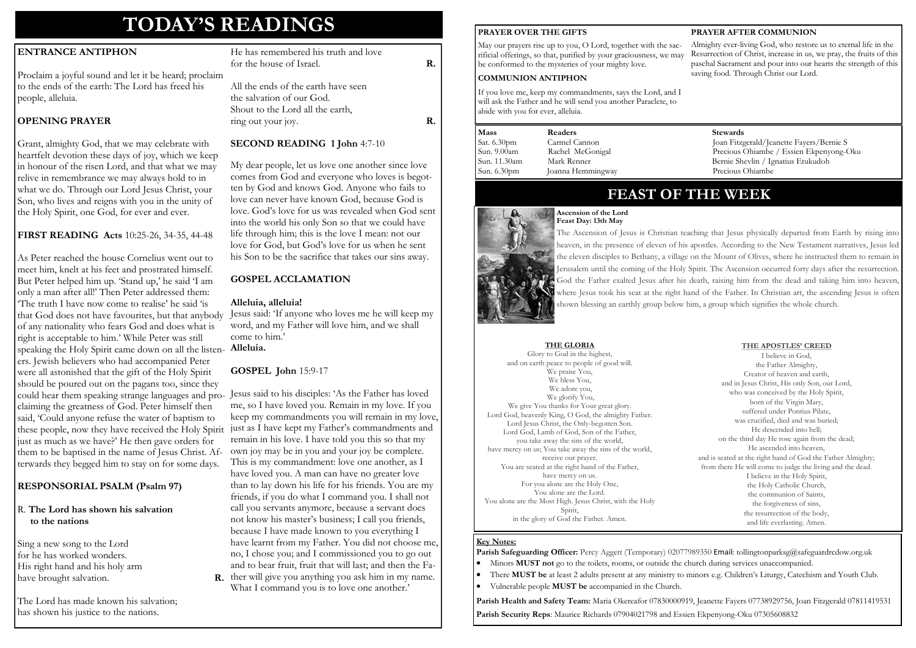# TODAY'S READINGS

## ENTRANCE ANTIPHON

Proclaim a joyful sound and let it be heard; proclaim to the ends of the earth: The Lord has freed his people, alleluia.

## OPENING PRAYER

Grant, almighty God, that we may celebrate with heartfelt devotion these days of joy, which we keep in honour of the risen Lord, and that what we may relive in remembrance we may always hold to in what we do. Through our Lord Jesus Christ, your Son, who lives and reigns with you in the unity of the Holy Spirit, one God, for ever and ever.

## FIRST READING Acts 10:25-26, 34-35, 44-48

As Peter reached the house Cornelius went out to meet him, knelt at his feet and prostrated himself. But Peter helped him up. 'Stand up,' he said 'I am only a man after all!' Then Peter addressed them: 'The truth I have now come to realise' he said 'is that God does not have favourites, but that anybody of any nationality who fears God and does what is right is acceptable to him.' While Peter was still speaking the Holy Spirit came down on all the listeners. Jewish believers who had accompanied Peter were all astonished that the gift of the Holy Spirit should be poured out on the pagans too, since they could hear them speaking strange languages and proclaiming the greatness of God. Peter himself then said, 'Could anyone refuse the water of baptism to these people, now they have received the Holy Spirit just as much as we have?' He then gave orders for them to be baptised in the name of Jesus Christ. Afterwards they begged him to stay on for some days.

## RESPONSORIAL PSALM (Psalm 97)

R. **The Lord has shown his salvation to the nations**

Sing a new song to the Lord
for he has worked wonders.
His right hand and his holy arm
have brought salvation. **R.**

The Lord has made known his salvation;
has shown his justice to the nations.
He has remembered his truth and love
for the house of Israel. **R.**

All the ends of the earth have seen
the salvation of our God.
Shout to the Lord all the earth,
ring out your joy. **R.**

## SECOND READING 1 John 4:7-10

My dear people, let us love one another since love comes from God and everyone who loves is begotten by God and knows God. Anyone who fails to love can never have known God, because God is love. God's love for us was revealed when God sent into the world his only Son so that we could have life through him; this is the love I mean: not our love for God, but God's love for us when he sent his Son to be the sacrifice that takes our sins away.

## GOSPEL ACCLAMATION

**Alleluia, alleluia!**
Jesus said: 'If anyone who loves me he will keep my word, and my Father will love him, and we shall come to him.'
**Alleluia.**

## GOSPEL John 15:9-17

Jesus said to his disciples: 'As the Father has loved me, so I have loved you. Remain in my love. If you keep my commandments you will remain in my love, just as I have kept my Father's commandments and remain in his love. I have told you this so that my own joy may be in you and your joy be complete. This is my commandment: love one another, as I have loved you. A man can have no greater love than to lay down his life for his friends. You are my friends, if you do what I command you. I shall not call you servants anymore, because a servant does not know his master's business; I call you friends, because I have made known to you everything I have learnt from my Father. You did not choose me, no, I chose you; and I commissioned you to go out and to bear fruit, fruit that will last; and then the Father will give you anything you ask him in my name. What I command you is to love one another.'

## PRAYER OVER THE GIFTS

May our prayers rise up to you, O Lord, together with the sacrificial offerings, so that, purified by your graciousness, we may be conformed to the mysteries of your mighty love.

## COMMUNION ANTIPHON

If you love me, keep my commandments, says the Lord, and I will ask the Father and he will send you another Paraclete, to abide with you for ever, alleluia.

## PRAYER AFTER COMMUNION

Almighty ever-living God, who restore us to eternal life in the Resurrection of Christ, increase in us, we pray, the fruits of this paschal Sacrament and pour into our hearts the strength of this saving food. Through Christ our Lord.

| Mass | Readers | Stewards |
|---|---|---|
| Sat. 6.30pm | Carmel Cannon | Joan Fitzgerald/Jeanette Fayers/Bernie S |
| Sun. 9.00am | Rachel McGonigal | Precious Ohiambe / Essien Ekpenyong-Oku |
| Sun. 11.30am | Mark Renner | Bernie Shevlin / Ignatius Etukudoh |
| Sun. 6.30pm | Joanna Hemmingway | Precious Ohiambe |

# FEAST OF THE WEEK

**Ascension of the Lord**
**Feast Day: 13th May**

The Ascension of Jesus is Christian teaching that Jesus physically departed from Earth by rising into heaven, in the presence of eleven of his apostles. According to the New Testament narratives, Jesus led the eleven disciples to Bethany, a village on the Mount of Olives, where he instructed them to remain in Jerusalem until the coming of the Holy Spirit. The Ascension occurred forty days after the resurrection. God the Father exalted Jesus after his death, raising him from the dead and taking him into heaven, where Jesus took his seat at the right hand of the Father. In Christian art, the ascending Jesus is often shown blessing an earthly group below him, a group which signifies the whole church.

### THE GLORIA

Glory to God in the highest,
and on earth peace to people of good will.
We praise You,
We bless You,
We adore you,
We glorify You,
We give You thanks for Your great glory.
Lord God, heavenly King, O God, the almighty Father.
Lord Jesus Christ, the Only-begotten Son.
Lord God, Lamb of God, Son of the Father,
you take away the sins of the world,
have mercy on us; You take away the sins of the world,
receive our prayer.
You are seated at the right hand of the Father,
have mercy on us.
For you alone are the Holy One,
You alone are the Lord.
You alone are the Most High. Jesus Christ, with the Holy Spirit,
in the glory of God the Father. Amen.

### THE APOSTLES' CREED

I believe in God,
the Father Almighty,
Creator of heaven and earth,
and in Jesus Christ, His only Son, our Lord,
who was conceived by the Holy Spirit,
born of the Virgin Mary,
suffered under Pontius Pilate,
was crucified, died and was buried;
He descended into hell;
on the third day He rose again from the dead;
He ascended into heaven,
and is seated at the right hand of God the Father Almighty;
from there He will come to judge the living and the dead.
I believe in the Holy Spirit,
the Holy Catholic Church,
the communion of Saints,
the forgiveness of sins,
the resurrection of the body,
and life everlasting. Amen.

**Key Notes:**

**Parish Safeguarding Officer:** Percy Aggett (Temporary) 02077989350 Email: tollingtonparksg@safeguardrcdow.org.uk

- Minors **MUST not** go to the toilets, rooms, or outside the church during services unaccompanied.
- There **MUST be** at least 2 adults present at any ministry to minors e.g. Children's Liturgy, Catechism and Youth Club.
- Vulnerable people **MUST be** accompanied in the Church.

**Parish Health and Safety Team:** Maria Okereafor 07830000919, Jeanette Fayers 07738929756, Joan Fitzgerald 07811419531

**Parish Security Reps**: Maurice Richards 07904021798 and Essien Ekpenyong-Oku 07305608832